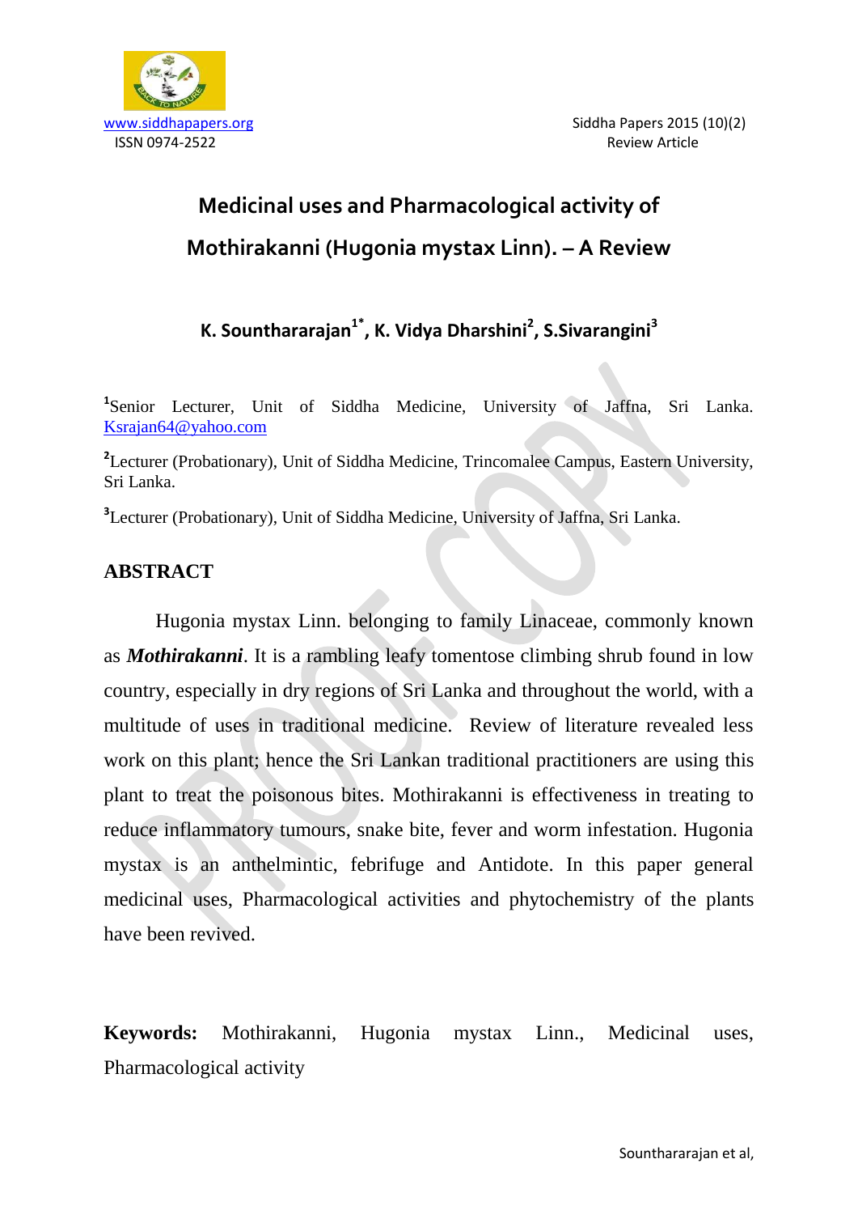# Medicinal uses and Pharmacological activity of Mothirakanni (Hugonia mystax Linn). – A Review

**K. Southararajan[1*], K. Vidya Dharshini[2], S.Sivarangini[3]**

[1]Senior Lecturer, Unit of Siddha Medicine, University of Jaffna, Sri Lanka. Ksrajan64@yahoo.com

[2]Lecturer (Probationary), Unit of Siddha Medicine, Trincomalee Campus, Eastern University, Sri Lanka.

[3]Lecturer (Probationary), Unit of Siddha Medicine, University of Jaffna, Sri Lanka.

## ABSTRACT

Hugonia mystax Linn. belonging to family Linaceae, commonly known as ***Mothirakanni***. It is a rambling leafy tomentose climbing shrub found in low country, especially in dry regions of Sri Lanka and throughout the world, with a multitude of uses in traditional medicine. Review of literature revealed less work on this plant; hence the Sri Lankan traditional practitioners are using this plant to treat the poisonous bites. Mothirakanni is effectiveness in treating to reduce inflammatory tumours, snake bite, fever and worm infestation. Hugonia mystax is an anthelmintic, febrifuge and Antidote. In this paper general medicinal uses, Pharmacological activities and phytochemistry of the plants have been revived.

**Keywords:** Mothirakanni, Hugonia mystax Linn., Medicinal uses, Pharmacological activity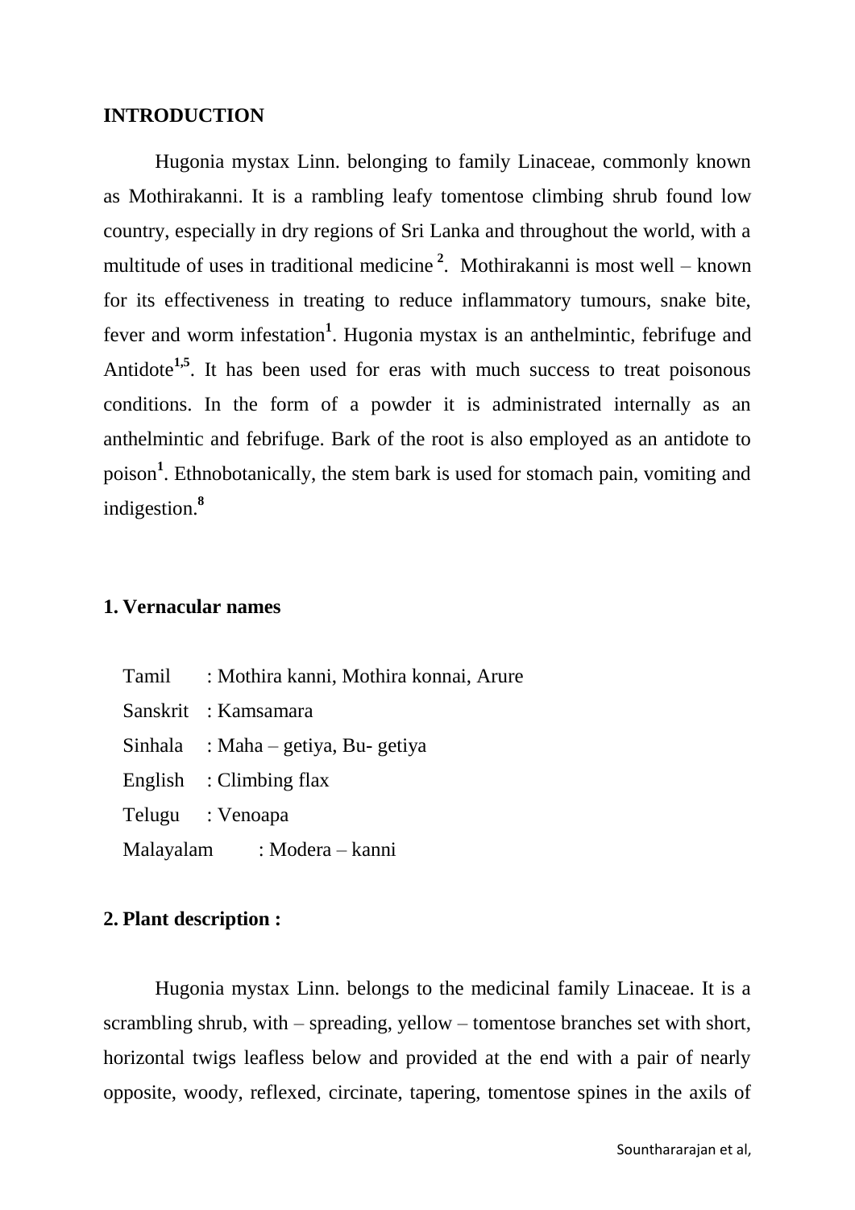## INTRODUCTION

Hugonia mystax Linn. belonging to family Linaceae, commonly known as Mothirakanni. It is a rambling leafy tomentose climbing shrub found low country, especially in dry regions of Sri Lanka and throughout the world, with a multitude of uses in traditional medicine [2]. Mothirakanni is most well – known for its effectiveness in treating to reduce inflammatory tumours, snake bite, fever and worm infestation[1]. Hugonia mystax is an anthelmintic, febrifuge and Antidote[1,5]. It has been used for eras with much success to treat poisonous conditions. In the form of a powder it is administrated internally as an anthelmintic and febrifuge. Bark of the root is also employed as an antidote to poison[1]. Ethnobotanically, the stem bark is used for stomach pain, vomiting and indigestion.[8]

### 1. Vernacular names

| | |
|---|---|
| Tamil | : Mothira kanni, Mothira konnai, Arure |
| Sanskrit | : Kamsamara |
| Sinhala | : Maha – getiya, Bu- getiya |
| English | : Climbing flax |
| Telugu | : Venoapa |
| Malayalam | : Modera – kanni |

### 2. Plant description :

Hugonia mystax Linn. belongs to the medicinal family Linaceae. It is a scrambling shrub, with – spreading, yellow – tomentose branches set with short, horizontal twigs leafless below and provided at the end with a pair of nearly opposite, woody, reflexed, circinate, tapering, tomentose spines in the axils of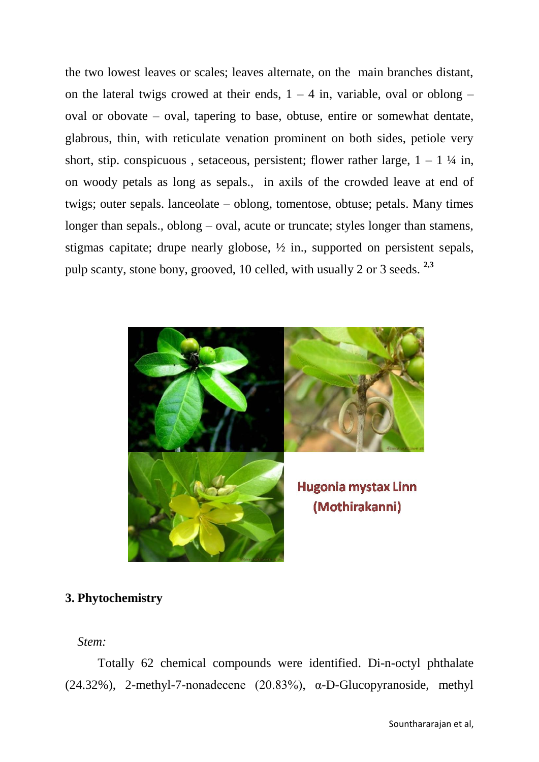the two lowest leaves or scales; leaves alternate, on the main branches distant, on the lateral twigs crowed at their ends, 1 – 4 in, variable, oval or oblong – oval or obovate – oval, tapering to base, obtuse, entire or somewhat dentate, glabrous, thin, with reticulate venation prominent on both sides, petiole very short, stip. conspicuous , setaceous, persistent; flower rather large, 1 – 1 ¼ in, on woody petals as long as sepals., in axils of the crowded leave at end of twigs; outer sepals. lanceolate – oblong, tomentose, obtuse; petals. Many times longer than sepals., oblong – oval, acute or truncate; styles longer than stamens, stigmas capitate; drupe nearly globose, ½ in., supported on persistent sepals, pulp scanty, stone bony, grooved, 10 celled, with usually 2 or 3 seeds. [2,3]

Hugonia mystax Linn (Mothirakanni)

## 3. Phytochemistry

*Stem:*

Totally 62 chemical compounds were identified. Di-n-octyl phthalate (24.32%), 2-methyl-7-nonadecene (20.83%), α-D-Glucopyranoside, methyl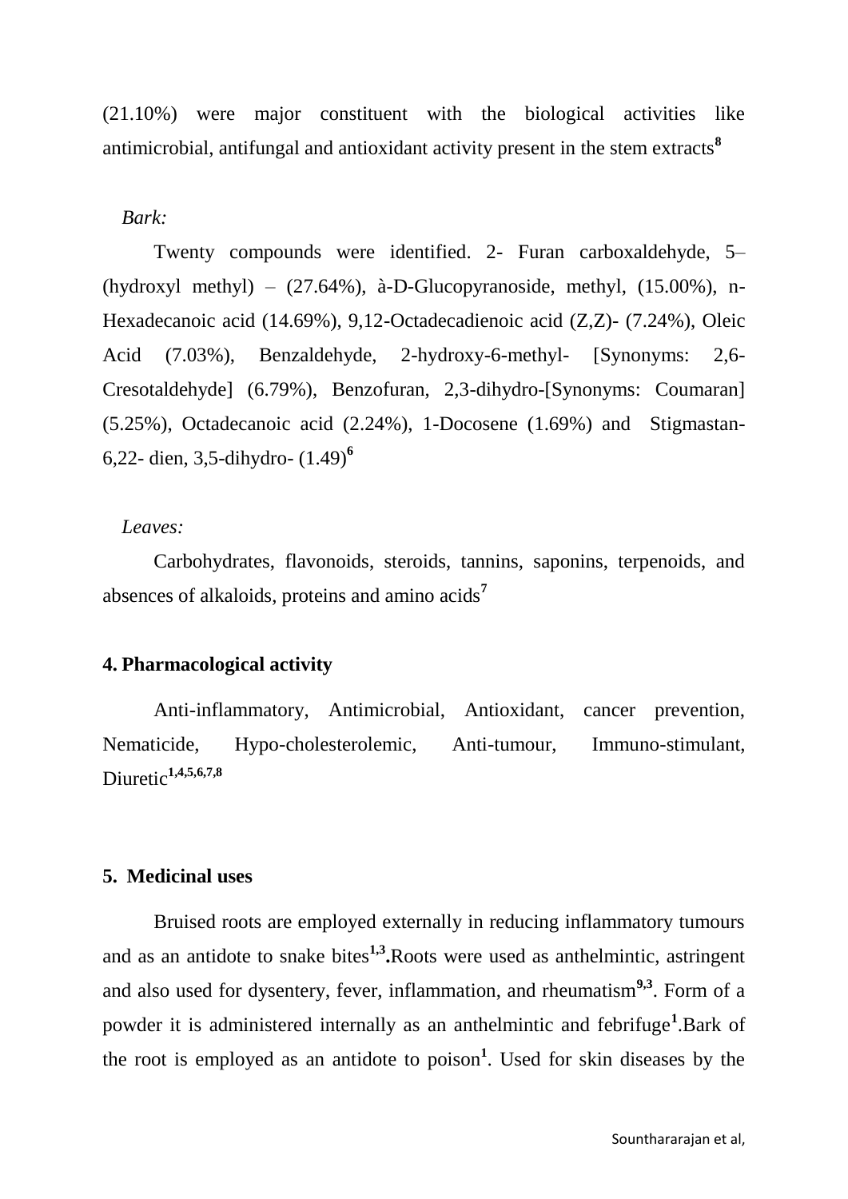(21.10%) were major constituent with the biological activities like antimicrobial, antifungal and antioxidant activity present in the stem extracts[8]

*Bark:*

Twenty compounds were identified. 2- Furan carboxaldehyde, 5–(hydroxyl methyl) – (27.64%), à-D-Glucopyranoside, methyl, (15.00%), n-Hexadecanoic acid (14.69%), 9,12-Octadecadienoic acid (Z,Z)- (7.24%), Oleic Acid (7.03%), Benzaldehyde, 2-hydroxy-6-methyl- [Synonyms: 2,6-Cresotaldehyde] (6.79%), Benzofuran, 2,3-dihydro-[Synonyms: Coumaran] (5.25%), Octadecanoic acid (2.24%), 1-Docosene (1.69%) and Stigmastan-6,22- dien, 3,5-dihydro- (1.49)[6]

*Leaves:*

Carbohydrates, flavonoids, steroids, tannins, saponins, terpenoids, and absences of alkaloids, proteins and amino acids[7]

**4. Pharmacological activity**

Anti-inflammatory, Antimicrobial, Antioxidant, cancer prevention, Nematicide, Hypo-cholesterolemic, Anti-tumour, Immuno-stimulant, Diuretic[1,4,5,6,7,8]

**5. Medicinal uses**

Bruised roots are employed externally in reducing inflammatory tumours and as an antidote to snake bites[1,3]**.**Roots were used as anthelmintic, astringent and also used for dysentery, fever, inflammation, and rheumatism[9,3]. Form of a powder it is administered internally as an anthelmintic and febrifuge[1].Bark of the root is employed as an antidote to poison[1]. Used for skin diseases by the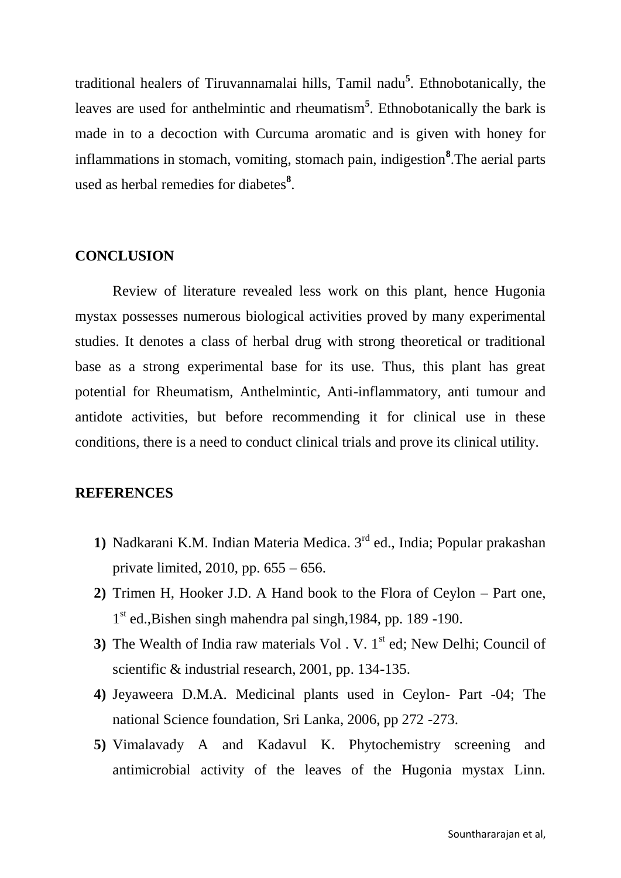traditional healers of Tiruvannamalai hills, Tamil nadu[5]. Ethnobotanically, the leaves are used for anthelmintic and rheumatism[5]. Ethnobotanically the bark is made in to a decoction with Curcuma aromatic and is given with honey for inflammations in stomach, vomiting, stomach pain, indigestion[8].The aerial parts used as herbal remedies for diabetes[8].

## CONCLUSION

Review of literature revealed less work on this plant, hence Hugonia mystax possesses numerous biological activities proved by many experimental studies. It denotes a class of herbal drug with strong theoretical or traditional base as a strong experimental base for its use. Thus, this plant has great potential for Rheumatism, Anthelmintic, Anti-inflammatory, anti tumour and antidote activities, but before recommending it for clinical use in these conditions, there is a need to conduct clinical trials and prove its clinical utility.

## REFERENCES

1) Nadkarani K.M. Indian Materia Medica. 3rd ed., India; Popular prakashan private limited, 2010, pp. 655 – 656.
2) Trimen H, Hooker J.D. A Hand book to the Flora of Ceylon – Part one, 1st ed.,Bishen singh mahendra pal singh,1984, pp. 189 -190.
3) The Wealth of India raw materials Vol . V. 1st ed; New Delhi; Council of scientific & industrial research, 2001, pp. 134-135.
4) Jeyaweera D.M.A. Medicinal plants used in Ceylon- Part -04; The national Science foundation, Sri Lanka, 2006, pp 272 -273.
5) Vimalavady A and Kadavul K. Phytochemistry screening and antimicrobial activity of the leaves of the Hugonia mystax Linn.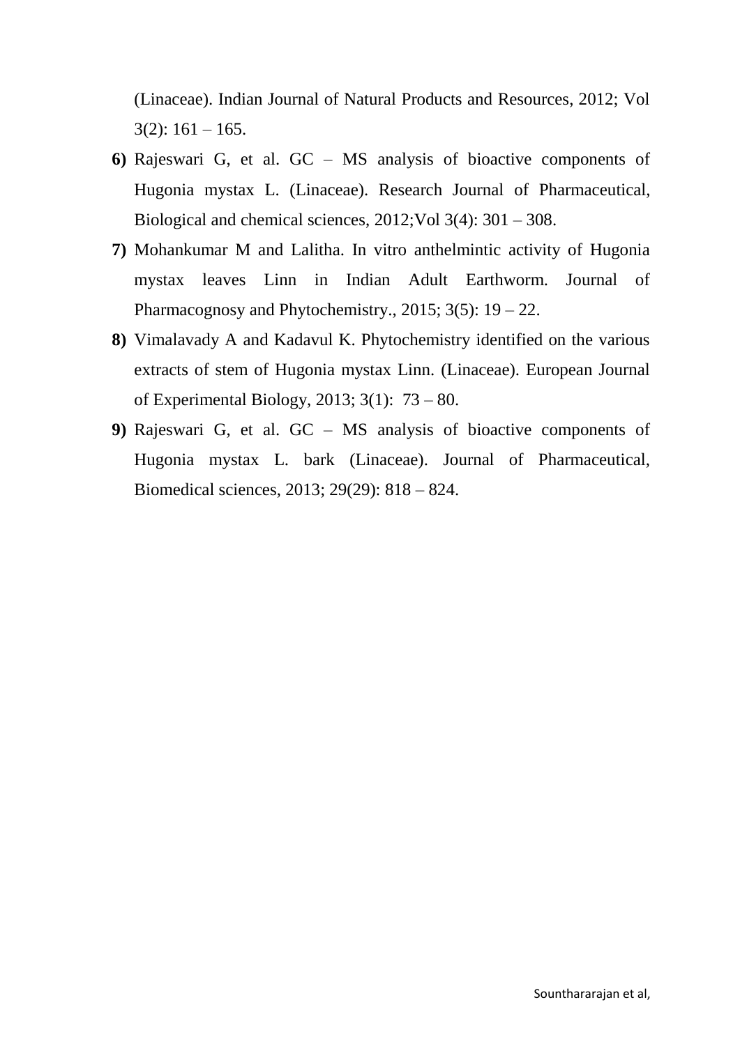(Linaceae). Indian Journal of Natural Products and Resources, 2012; Vol 3(2): 161 – 165.

6) Rajeswari G, et al. GC – MS analysis of bioactive components of Hugonia mystax L. (Linaceae). Research Journal of Pharmaceutical, Biological and chemical sciences, 2012;Vol 3(4): 301 – 308.

7) Mohankumar M and Lalitha. In vitro anthelmintic activity of Hugonia mystax leaves Linn in Indian Adult Earthworm. Journal of Pharmacognosy and Phytochemistry., 2015; 3(5): 19 – 22.

8) Vimalavady A and Kadavul K. Phytochemistry identified on the various extracts of stem of Hugonia mystax Linn. (Linaceae). European Journal of Experimental Biology, 2013; 3(1): 73 – 80.

9) Rajeswari G, et al. GC – MS analysis of bioactive components of Hugonia mystax L. bark (Linaceae). Journal of Pharmaceutical, Biomedical sciences, 2013; 29(29): 818 – 824.